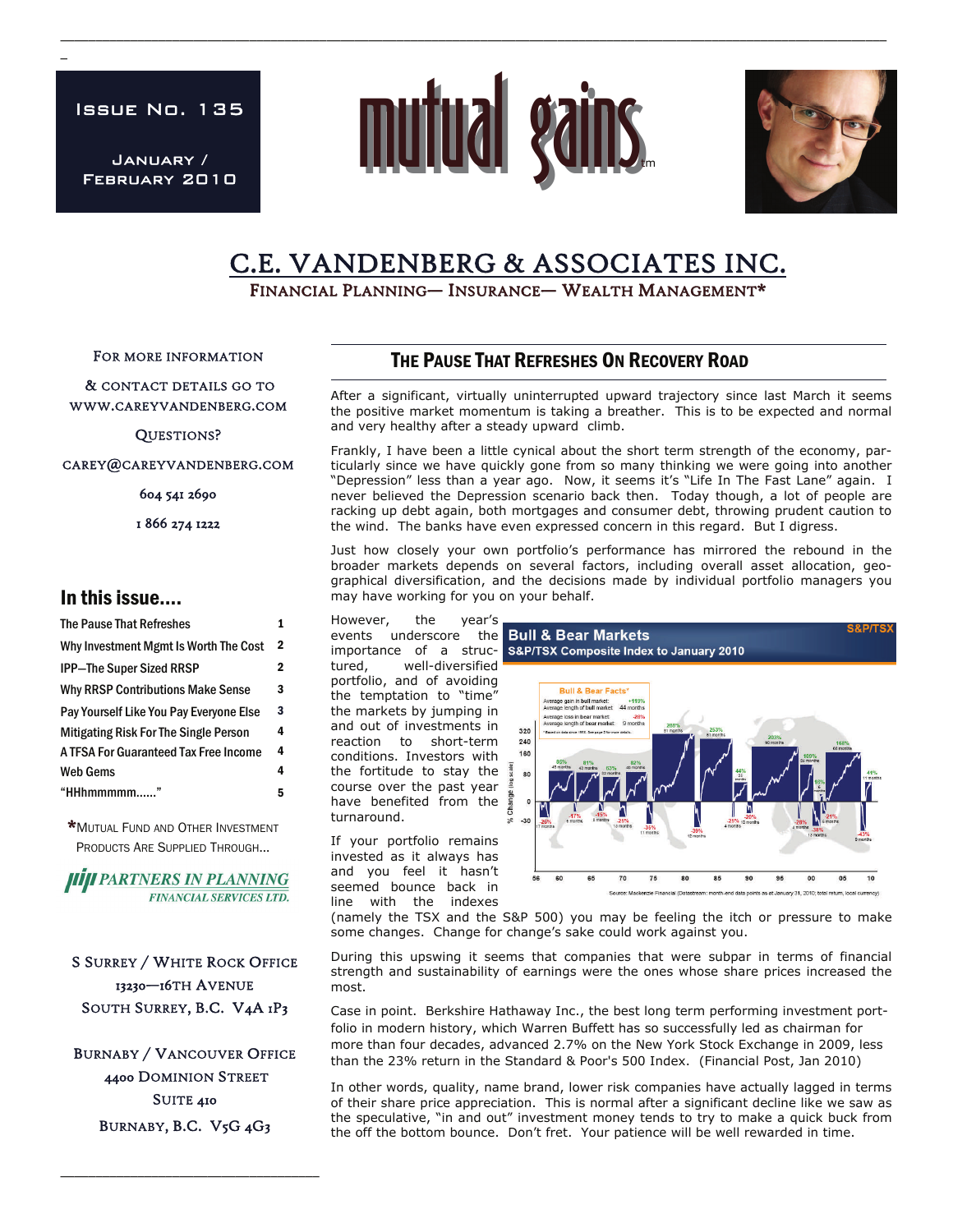Issue No. 135

January / February 2010

# mutual gains™

## C.E. VANDENBERG & ASSOCIATES INC.

FINANCIAL PLANNING— INSURANCE— WEALTH MANAGEMENT*

For more information & contact details go to www.careyvandenberg.com

Questions?

carey@careyvandenberg.com

604 541 2690

1 866 274 1222

## In this issue....

| | |
|---|---|
| The Pause That Refreshes | 1 |
| Why Investment Mgmt Is Worth The Cost | 2 |
| IPP—The Super Sized RRSP | 2 |
| Why RRSP Contributions Make Sense | 3 |
| Pay Yourself Like You Pay Everyone Else | 3 |
| Mitigating Risk For The Single Person | 4 |
| A TFSA For Guaranteed Tax Free Income | 4 |
| Web Gems | 4 |
| "HHhmmmmm......" | 5 |

*Mutual Fund and Other Investment Products Are Supplied Through...

PARTNERS IN PLANNING FINANCIAL SERVICES LTD.

S Surrey / White Rock Office
13230—16th Avenue
South Surrey, B.C. V4A 1P3

Burnaby / Vancouver Office
4400 Dominion Street
Suite 410
Burnaby, B.C. V5G 4G3

## The Pause That Refreshes On Recovery Road

After a significant, virtually uninterrupted upward trajectory since last March it seems the positive market momentum is taking a breather. This is to be expected and normal and very healthy after a steady upward climb.

Frankly, I have been a little cynical about the short term strength of the economy, particularly since we have quickly gone from so many thinking we were going into another "Depression" less than a year ago. Now, it seems it's "Life In The Fast Lane" again. I never believed the Depression scenario back then. Today though, a lot of people are racking up debt again, both mortgages and consumer debt, throwing prudent caution to the wind. The banks have even expressed concern in this regard. But I digress.

Just how closely your own portfolio's performance has mirrored the rebound in the broader markets depends on several factors, including overall asset allocation, geographical diversification, and the decisions made by individual portfolio managers you may have working for you on your behalf.

However, the year's events underscore the importance of a structured, well-diversified portfolio, and of avoiding the temptation to "time" the markets by jumping in and out of investments in reaction to short-term conditions. Investors with the fortitude to stay the course over the past year have benefited from the turnaround.

**Bull & Bear Markets**
**S&P/TSX Composite Index to January 2010**

Bull & Bear Facts*: Average gain in bull market: +119%; Average length of bull market: 44 months; Average loss in bear market: -28%; Average length of bear market: 9 months

Source: Mackenzie Financial (Datastream: month-end data points as at January 31, 2010; total return, local currency)

If your portfolio remains invested as it always has and you feel it hasn't seemed bounce back in line with the indexes (namely the TSX and the S&P 500) you may be feeling the itch or pressure to make some changes. Change for change's sake could work against you.

During this upswing it seems that companies that were subpar in terms of financial strength and sustainability of earnings were the ones whose share prices increased the most.

Case in point. Berkshire Hathaway Inc., the best long term performing investment portfolio in modern history, which Warren Buffett has so successfully led as chairman for more than four decades, advanced 2.7% on the New York Stock Exchange in 2009, less than the 23% return in the Standard & Poor's 500 Index. (Financial Post, Jan 2010)

In other words, quality, name brand, lower risk companies have actually lagged in terms of their share price appreciation. This is normal after a significant decline like we saw as the speculative, "in and out" investment money tends to try to make a quick buck from the off the bottom bounce. Don't fret. Your patience will be well rewarded in time.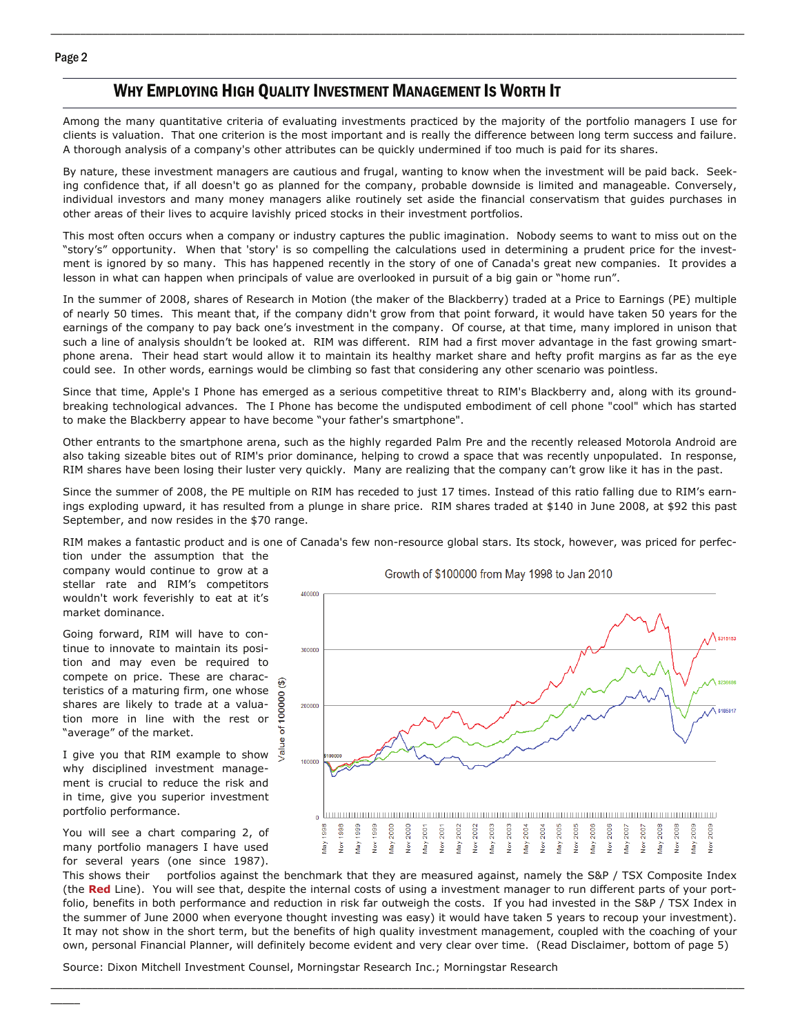## Why Employing High Quality Investment Management Is Worth It

Among the many quantitative criteria of evaluating investments practiced by the majority of the portfolio managers I use for clients is valuation. That one criterion is the most important and is really the difference between long term success and failure. A thorough analysis of a company's other attributes can be quickly undermined if too much is paid for its shares.

By nature, these investment managers are cautious and frugal, wanting to know when the investment will be paid back. Seeking confidence that, if all doesn't go as planned for the company, probable downside is limited and manageable. Conversely, individual investors and many money managers alike routinely set aside the financial conservatism that guides purchases in other areas of their lives to acquire lavishly priced stocks in their investment portfolios.

This most often occurs when a company or industry captures the public imagination. Nobody seems to want to miss out on the "story's" opportunity. When that 'story' is so compelling the calculations used in determining a prudent price for the investment is ignored by so many. This has happened recently in the story of one of Canada's great new companies. It provides a lesson in what can happen when principals of value are overlooked in pursuit of a big gain or "home run".

In the summer of 2008, shares of Research in Motion (the maker of the Blackberry) traded at a Price to Earnings (PE) multiple of nearly 50 times. This meant that, if the company didn't grow from that point forward, it would have taken 50 years for the earnings of the company to pay back one's investment in the company. Of course, at that time, many implored in unison that such a line of analysis shouldn't be looked at. RIM was different. RIM had a first mover advantage in the fast growing smartphone arena. Their head start would allow it to maintain its healthy market share and hefty profit margins as far as the eye could see. In other words, earnings would be climbing so fast that considering any other scenario was pointless.

Since that time, Apple's I Phone has emerged as a serious competitive threat to RIM's Blackberry and, along with its groundbreaking technological advances. The I Phone has become the undisputed embodiment of cell phone "cool" which has started to make the Blackberry appear to have become "your father's smartphone".

Other entrants to the smartphone arena, such as the highly regarded Palm Pre and the recently released Motorola Android are also taking sizeable bites out of RIM's prior dominance, helping to crowd a space that was recently unpopulated. In response, RIM shares have been losing their luster very quickly. Many are realizing that the company can't grow like it has in the past.

Since the summer of 2008, the PE multiple on RIM has receded to just 17 times. Instead of this ratio falling due to RIM's earnings exploding upward, it has resulted from a plunge in share price. RIM shares traded at $140 in June 2008, at $92 this past September, and now resides in the $70 range.

RIM makes a fantastic product and is one of Canada's few non-resource global stars. Its stock, however, was priced for perfection under the assumption that the company would continue to grow at a stellar rate and RIM's competitors wouldn't work feverishly to eat at it's market dominance.

Going forward, RIM will have to continue to innovate to maintain its position and may even be required to compete on price. These are characteristics of a maturing firm, one whose shares are likely to trade at a valuation more in line with the rest or "average" of the market.

I give you that RIM example to show why disciplined investment management is crucial to reduce the risk and in time, give you superior investment portfolio performance.

Growth of $100000 from May 1998 to Jan 2010

You will see a chart comparing 2, of many portfolio managers I have used for several years (one since 1987). This shows their portfolios against the benchmark that they are measured against, namely the S&P / TSX Composite Index (the **Red** Line). You will see that, despite the internal costs of using a investment manager to run different parts of your portfolio, benefits in both performance and reduction in risk far outweigh the costs. If you had invested in the S&P / TSX Index in the summer of June 2000 when everyone thought investing was easy) it would have taken 5 years to recoup your investment). It may not show in the short term, but the benefits of high quality investment management, coupled with the coaching of your own, personal Financial Planner, will definitely become evident and very clear over time. (Read Disclaimer, bottom of page 5)

Source: Dixon Mitchell Investment Counsel, Morningstar Research Inc.; Morningstar Research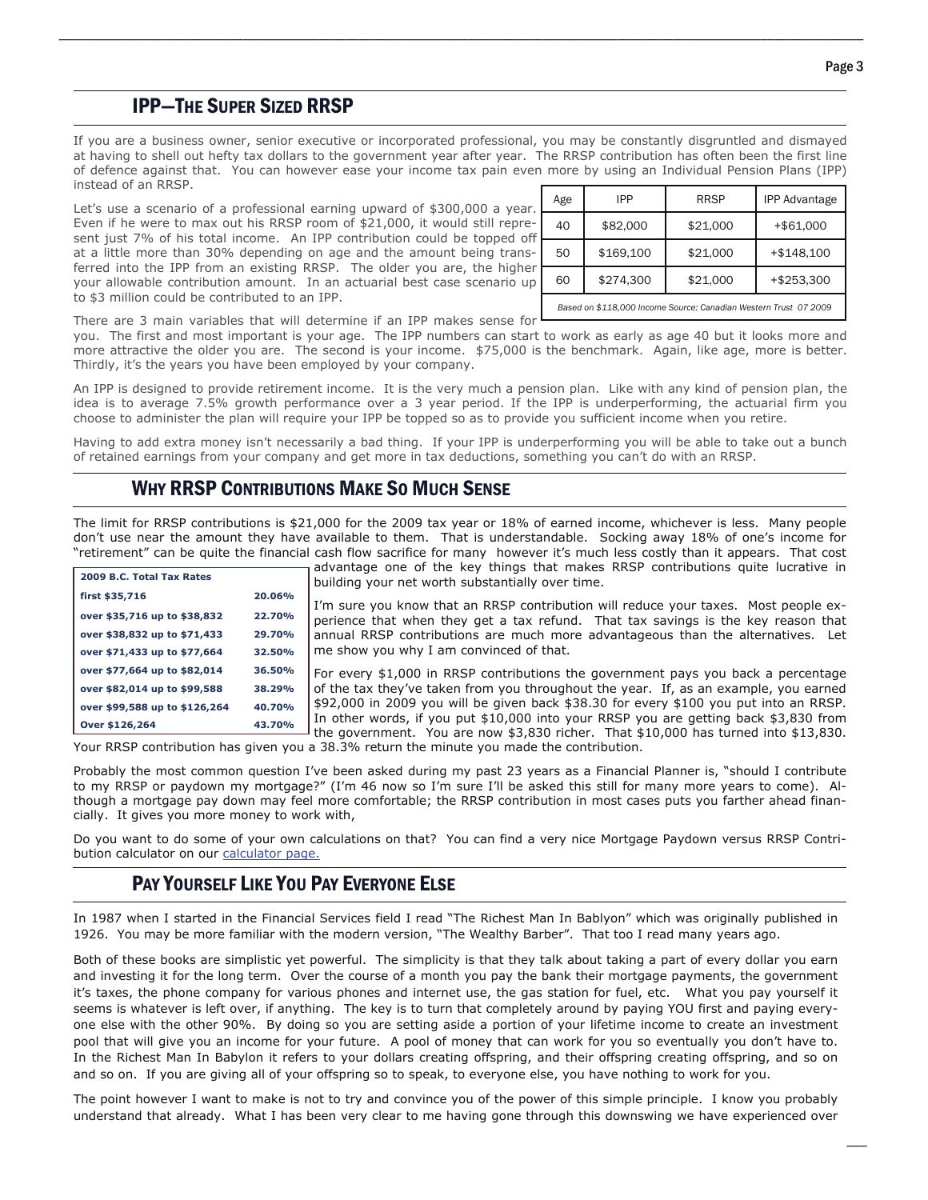## IPP—The Super Sized RRSP

If you are a business owner, senior executive or incorporated professional, you may be constantly disgruntled and dismayed at having to shell out hefty tax dollars to the government year after year. The RRSP contribution has often been the first line of defence against that. You can however ease your income tax pain even more by using an Individual Pension Plans (IPP) instead of an RRSP.

Let's use a scenario of a professional earning upward of $300,000 a year. Even if he were to max out his RRSP room of $21,000, it would still represent just 7% of his total income. An IPP contribution could be topped off at a little more than 30% depending on age and the amount being transferred into the IPP from an existing RRSP. The older you are, the higher your allowable contribution amount. In an actuarial best case scenario up to $3 million could be contributed to an IPP.

| Age | IPP | RRSP | IPP Advantage |
|---|---|---|---|
| 40 | $82,000 | $21,000 | +$61,000 |
| 50 | $169,100 | $21,000 | +$148,100 |
| 60 | $274,300 | $21,000 | +$253,300 |

*Based on $118,000 Income Source: Canadian Western Trust 07 2009*

There are 3 main variables that will determine if an IPP makes sense for you. The first and most important is your age. The IPP numbers can start to work as early as age 40 but it looks more and more attractive the older you are. The second is your income. $75,000 is the benchmark. Again, like age, more is better. Thirdly, it's the years you have been employed by your company.

An IPP is designed to provide retirement income. It is the very much a pension plan. Like with any kind of pension plan, the idea is to average 7.5% growth performance over a 3 year period. If the IPP is underperforming, the actuarial firm you choose to administer the plan will require your IPP be topped so as to provide you sufficient income when you retire.

Having to add extra money isn't necessarily a bad thing. If your IPP is underperforming you will be able to take out a bunch of retained earnings from your company and get more in tax deductions, something you can't do with an RRSP.

## Why RRSP Contributions Make So Much Sense

The limit for RRSP contributions is $21,000 for the 2009 tax year or 18% of earned income, whichever is less. Many people don't use near the amount they have available to them. That is understandable. Socking away 18% of one's income for "retirement" can be quite the financial cash flow sacrifice for many however it's much less costly than it appears. That cost advantage one of the key things that makes RRSP contributions quite lucrative in building your net worth substantially over time.

| 2009 B.C. Total Tax Rates | |
|---|---|
| first $35,716 | 20.06% |
| over $35,716 up to $38,832 | 22.70% |
| over $38,832 up to $71,433 | 29.70% |
| over $71,433 up to $77,664 | 32.50% |
| over $77,664 up to $82,014 | 36.50% |
| over $82,014 up to $99,588 | 38.29% |
| over $99,588 up to $126,264 | 40.70% |
| Over $126,264 | 43.70% |

I'm sure you know that an RRSP contribution will reduce your taxes. Most people experience that when they get a tax refund. That tax savings is the key reason that annual RRSP contributions are much more advantageous than the alternatives. Let me show you why I am convinced of that.

For every $1,000 in RRSP contributions the government pays you back a percentage of the tax they've taken from you throughout the year. If, as an example, you earned $92,000 in 2009 you will be given back $38.30 for every $100 you put into an RRSP. In other words, if you put $10,000 into your RRSP you are getting back $3,830 from the government. You are now $3,830 richer. That $10,000 has turned into $13,830. Your RRSP contribution has given you a 38.3% return the minute you made the contribution.

Probably the most common question I've been asked during my past 23 years as a Financial Planner is, "should I contribute to my RRSP or paydown my mortgage?" (I'm 46 now so I'm sure I'll be asked this still for many more years to come). Although a mortgage pay down may feel more comfortable; the RRSP contribution in most cases puts you farther ahead financially. It gives you more money to work with,

Do you want to do some of your own calculations on that? You can find a very nice Mortgage Paydown versus RRSP Contribution calculator on our calculator page.

## Pay Yourself Like You Pay Everyone Else

In 1987 when I started in the Financial Services field I read "The Richest Man In Bablyon" which was originally published in 1926. You may be more familiar with the modern version, "The Wealthy Barber". That too I read many years ago.

Both of these books are simplistic yet powerful. The simplicity is that they talk about taking a part of every dollar you earn and investing it for the long term. Over the course of a month you pay the bank their mortgage payments, the government it's taxes, the phone company for various phones and internet use, the gas station for fuel, etc. What you pay yourself it seems is whatever is left over, if anything. The key is to turn that completely around by paying YOU first and paying everyone else with the other 90%. By doing so you are setting aside a portion of your lifetime income to create an investment pool that will give you an income for your future. A pool of money that can work for you so eventually you don't have to. In the Richest Man In Babylon it refers to your dollars creating offspring, and their offspring creating offspring, and so on and so on. If you are giving all of your offspring so to speak, to everyone else, you have nothing to work for you.

The point however I want to make is not to try and convince you of the power of this simple principle. I know you probably understand that already. What I has been very clear to me having gone through this downswing we have experienced over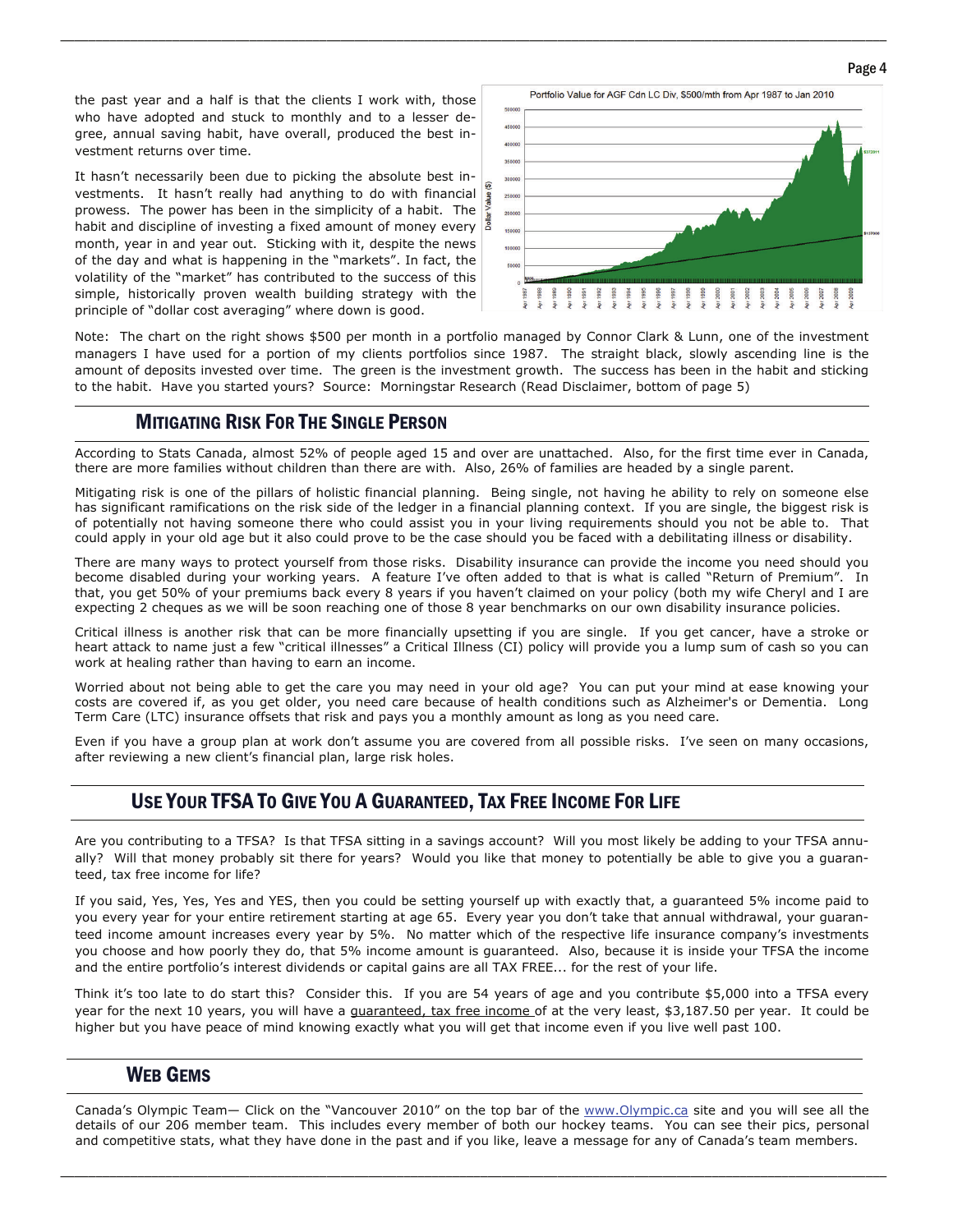the past year and a half is that the clients I work with, those who have adopted and stuck to monthly and to a lesser degree, annual saving habit, have overall, produced the best investment returns over time.

It hasn't necessarily been due to picking the absolute best investments. It hasn't really had anything to do with financial prowess. The power has been in the simplicity of a habit. The habit and discipline of investing a fixed amount of money every month, year in and year out. Sticking with it, despite the news of the day and what is happening in the "markets". In fact, the volatility of the "market" has contributed to the success of this simple, historically proven wealth building strategy with the principle of "dollar cost averaging" where down is good.

Note: The chart on the right shows $500 per month in a portfolio managed by Connor Clark & Lunn, one of the investment managers I have used for a portion of my clients portfolios since 1987. The straight black, slowly ascending line is the amount of deposits invested over time. The green is the investment growth. The success has been in the habit and sticking to the habit. Have you started yours? Source: Morningstar Research (Read Disclaimer, bottom of page 5)

## MITIGATING RISK FOR THE SINGLE PERSON

According to Stats Canada, almost 52% of people aged 15 and over are unattached. Also, for the first time ever in Canada, there are more families without children than there are with. Also, 26% of families are headed by a single parent.

Mitigating risk is one of the pillars of holistic financial planning. Being single, not having he ability to rely on someone else has significant ramifications on the risk side of the ledger in a financial planning context. If you are single, the biggest risk is of potentially not having someone there who could assist you in your living requirements should you not be able to. That could apply in your old age but it also could prove to be the case should you be faced with a debilitating illness or disability.

There are many ways to protect yourself from those risks. Disability insurance can provide the income you need should you become disabled during your working years. A feature I've often added to that is what is called "Return of Premium". In that, you get 50% of your premiums back every 8 years if you haven't claimed on your policy (both my wife Cheryl and I are expecting 2 cheques as we will be soon reaching one of those 8 year benchmarks on our own disability insurance policies.

Critical illness is another risk that can be more financially upsetting if you are single. If you get cancer, have a stroke or heart attack to name just a few "critical illnesses" a Critical Illness (CI) policy will provide you a lump sum of cash so you can work at healing rather than having to earn an income.

Worried about not being able to get the care you may need in your old age? You can put your mind at ease knowing your costs are covered if, as you get older, you need care because of health conditions such as Alzheimer's or Dementia. Long Term Care (LTC) insurance offsets that risk and pays you a monthly amount as long as you need care.

Even if you have a group plan at work don't assume you are covered from all possible risks. I've seen on many occasions, after reviewing a new client's financial plan, large risk holes.

## USE YOUR TFSA TO GIVE YOU A GUARANTEED, TAX FREE INCOME FOR LIFE

Are you contributing to a TFSA? Is that TFSA sitting in a savings account? Will you most likely be adding to your TFSA annually? Will that money probably sit there for years? Would you like that money to potentially be able to give you a guaranteed, tax free income for life?

If you said, Yes, Yes, Yes and YES, then you could be setting yourself up with exactly that, a guaranteed 5% income paid to you every year for your entire retirement starting at age 65. Every year you don't take that annual withdrawal, your guaranteed income amount increases every year by 5%. No matter which of the respective life insurance company's investments you choose and how poorly they do, that 5% income amount is guaranteed. Also, because it is inside your TFSA the income and the entire portfolio's interest dividends or capital gains are all TAX FREE... for the rest of your life.

Think it's too late to do start this? Consider this. If you are 54 years of age and you contribute $5,000 into a TFSA every year for the next 10 years, you will have a <u>guaranteed, tax free income</u> of at the very least, $3,187.50 per year. It could be higher but you have peace of mind knowing exactly what you will get that income even if you live well past 100.

## WEB GEMS

Canada's Olympic Team— Click on the "Vancouver 2010" on the top bar of the www.Olympic.ca site and you will see all the details of our 206 member team. This includes every member of both our hockey teams. You can see their pics, personal and competitive stats, what they have done in the past and if you like, leave a message for any of Canada's team members.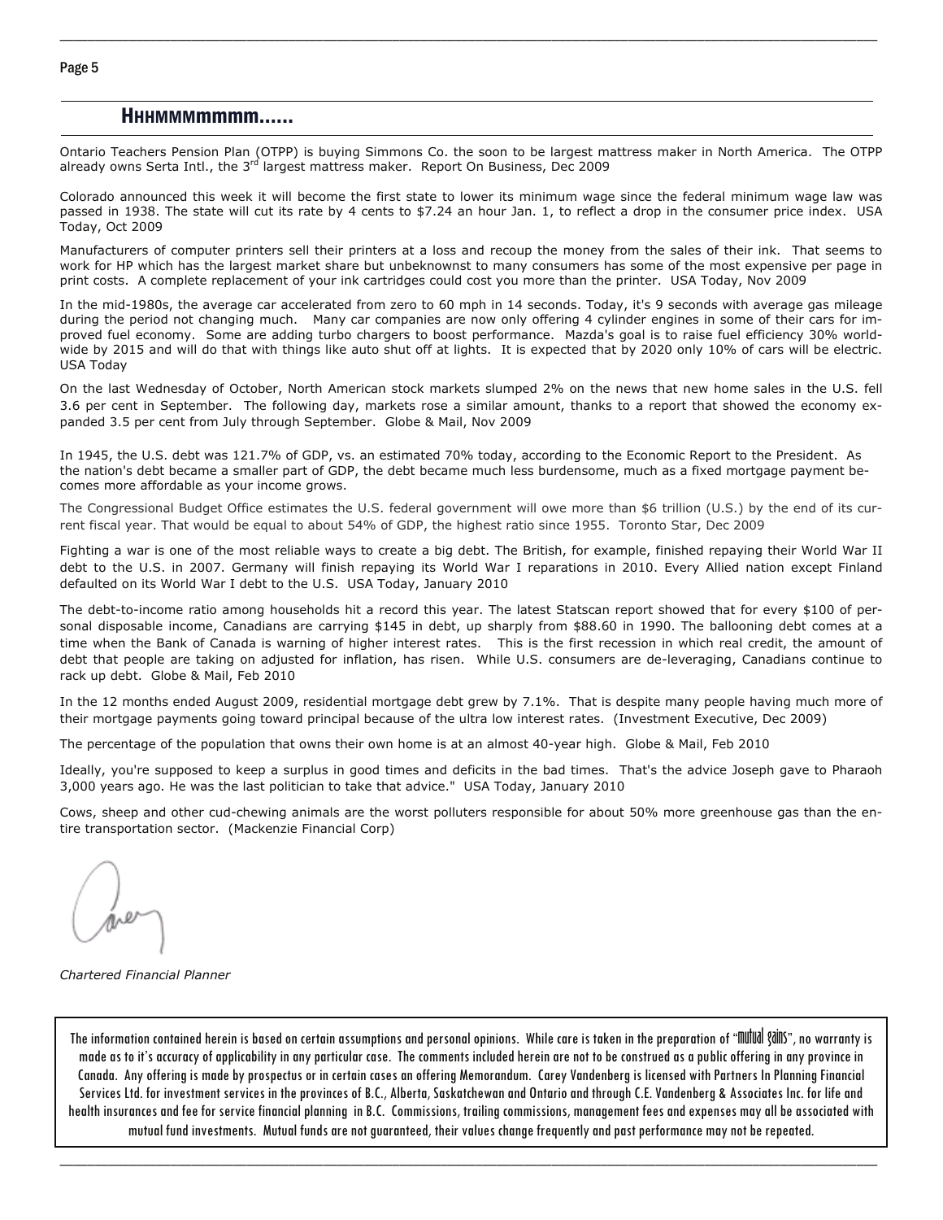## Hhhmmmmmmm......

Ontario Teachers Pension Plan (OTPP) is buying Simmons Co. the soon to be largest mattress maker in North America. The OTPP already owns Serta Intl., the 3rd largest mattress maker. Report On Business, Dec 2009

Colorado announced this week it will become the first state to lower its minimum wage since the federal minimum wage law was passed in 1938. The state will cut its rate by 4 cents to $7.24 an hour Jan. 1, to reflect a drop in the consumer price index. USA Today, Oct 2009

Manufacturers of computer printers sell their printers at a loss and recoup the money from the sales of their ink. That seems to work for HP which has the largest market share but unbeknownst to many consumers has some of the most expensive per page in print costs. A complete replacement of your ink cartridges could cost you more than the printer. USA Today, Nov 2009

In the mid-1980s, the average car accelerated from zero to 60 mph in 14 seconds. Today, it's 9 seconds with average gas mileage during the period not changing much. Many car companies are now only offering 4 cylinder engines in some of their cars for improved fuel economy. Some are adding turbo chargers to boost performance. Mazda's goal is to raise fuel efficiency 30% worldwide by 2015 and will do that with things like auto shut off at lights. It is expected that by 2020 only 10% of cars will be electric. USA Today

On the last Wednesday of October, North American stock markets slumped 2% on the news that new home sales in the U.S. fell 3.6 per cent in September. The following day, markets rose a similar amount, thanks to a report that showed the economy expanded 3.5 per cent from July through September. Globe & Mail, Nov 2009

In 1945, the U.S. debt was 121.7% of GDP, vs. an estimated 70% today, according to the Economic Report to the President. As the nation's debt became a smaller part of GDP, the debt became much less burdensome, much as a fixed mortgage payment becomes more affordable as your income grows.

The Congressional Budget Office estimates the U.S. federal government will owe more than $6 trillion (U.S.) by the end of its current fiscal year. That would be equal to about 54% of GDP, the highest ratio since 1955. Toronto Star, Dec 2009

Fighting a war is one of the most reliable ways to create a big debt. The British, for example, finished repaying their World War II debt to the U.S. in 2007. Germany will finish repaying its World War I reparations in 2010. Every Allied nation except Finland defaulted on its World War I debt to the U.S. USA Today, January 2010

The debt-to-income ratio among households hit a record this year. The latest Statscan report showed that for every $100 of personal disposable income, Canadians are carrying $145 in debt, up sharply from $88.60 in 1990. The ballooning debt comes at a time when the Bank of Canada is warning of higher interest rates. This is the first recession in which real credit, the amount of debt that people are taking on adjusted for inflation, has risen. While U.S. consumers are de-leveraging, Canadians continue to rack up debt. Globe & Mail, Feb 2010

In the 12 months ended August 2009, residential mortgage debt grew by 7.1%. That is despite many people having much more of their mortgage payments going toward principal because of the ultra low interest rates. (Investment Executive, Dec 2009)

The percentage of the population that owns their own home is at an almost 40-year high. Globe & Mail, Feb 2010

Ideally, you're supposed to keep a surplus in good times and deficits in the bad times. That's the advice Joseph gave to Pharaoh 3,000 years ago. He was the last politician to take that advice." USA Today, January 2010

Cows, sheep and other cud-chewing animals are the worst polluters responsible for about 50% more greenhouse gas than the entire transportation sector. (Mackenzie Financial Corp)

Carey

*Chartered Financial Planner*

The information contained herein is based on certain assumptions and personal opinions. While care is taken in the preparation of "mutual gains", no warranty is made as to it's accuracy of applicability in any particular case. The comments included herein are not to be construed as a public offering in any province in Canada. Any offering is made by prospectus or in certain cases an offering Memorandum. Carey Vandenberg is licensed with Partners In Planning Financial Services Ltd. for investment services in the provinces of B.C., Alberta, Saskatchewan and Ontario and through C.E. Vandenberg & Associates Inc. for life and health insurances and fee for service financial planning in B.C. Commissions, trailing commissions, management fees and expenses may all be associated with mutual fund investments. Mutual funds are not guaranteed, their values change frequently and past performance may not be repeated.